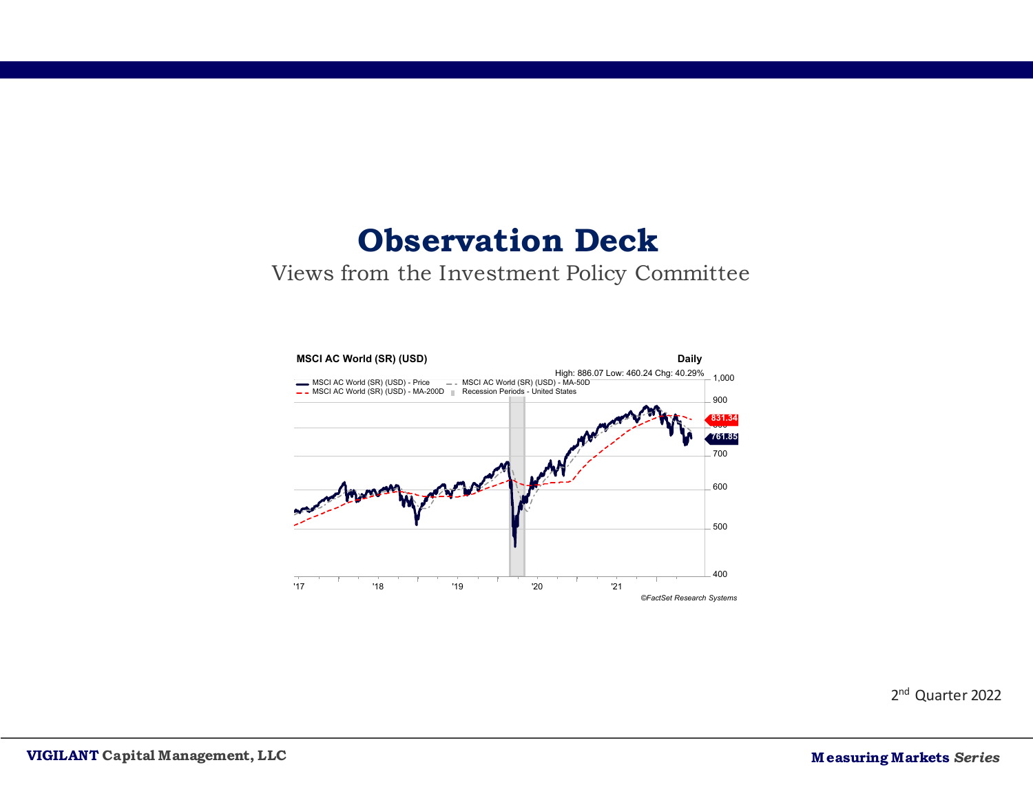# Observation Deck

Views from the Investment Policy Committee

**MSCI AC World (SR) (USD)** — Daily

High: 886.07 Low: 460.24 Chg: 40.29%

©FactSet Research Systems

2nd Quarter 2022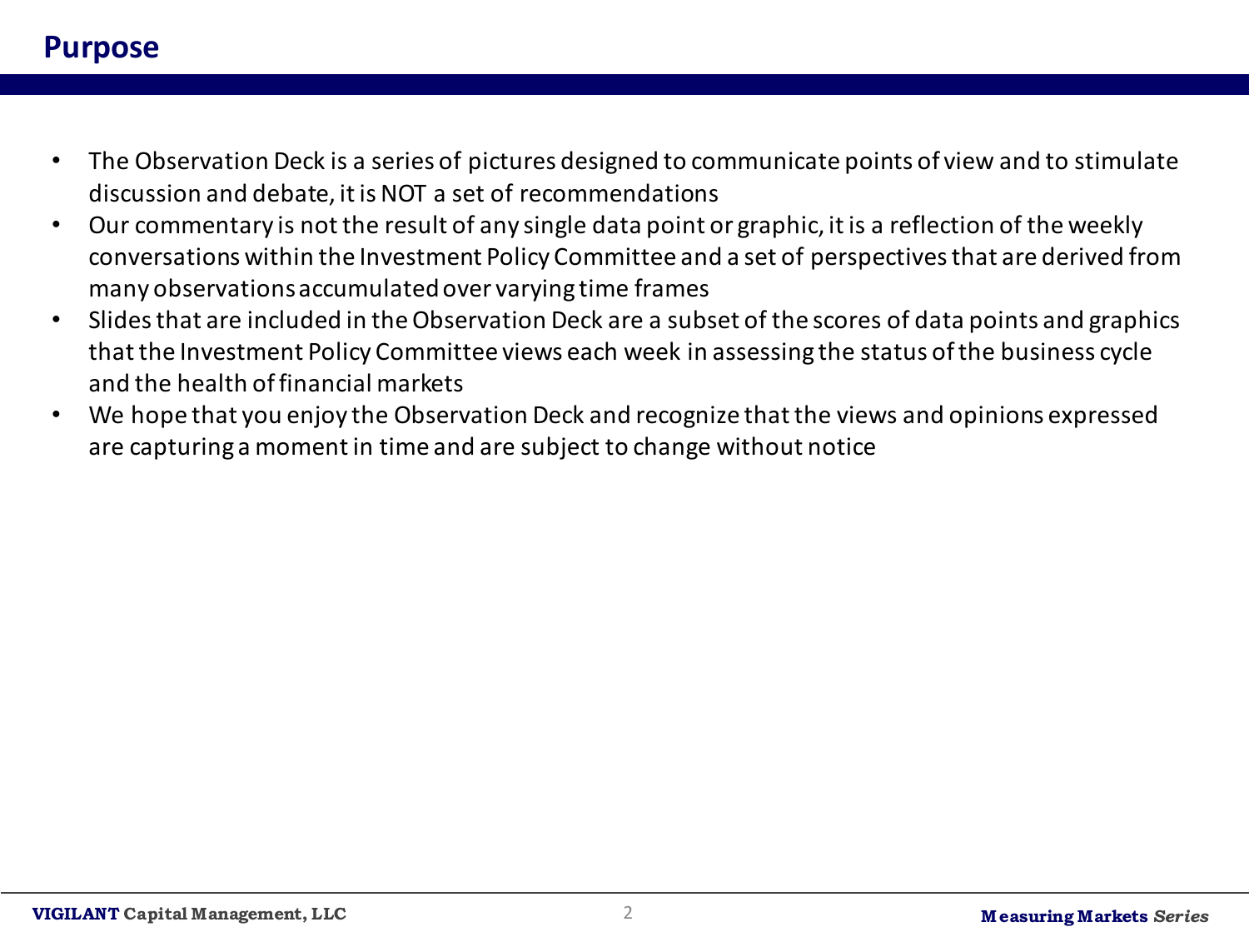# Purpose

- The Observation Deck is a series of pictures designed to communicate points of view and to stimulate discussion and debate, it is NOT a set of recommendations
- Our commentary is not the result of any single data point or graphic, it is a reflection of the weekly conversations within the Investment Policy Committee and a set of perspectives that are derived from many observations accumulated over varying time frames
- Slides that are included in the Observation Deck are a subset of the scores of data points and graphics that the Investment Policy Committee views each week in assessing the status of the business cycle and the health of financial markets
- We hope that you enjoy the Observation Deck and recognize that the views and opinions expressed are capturing a moment in time and are subject to change without notice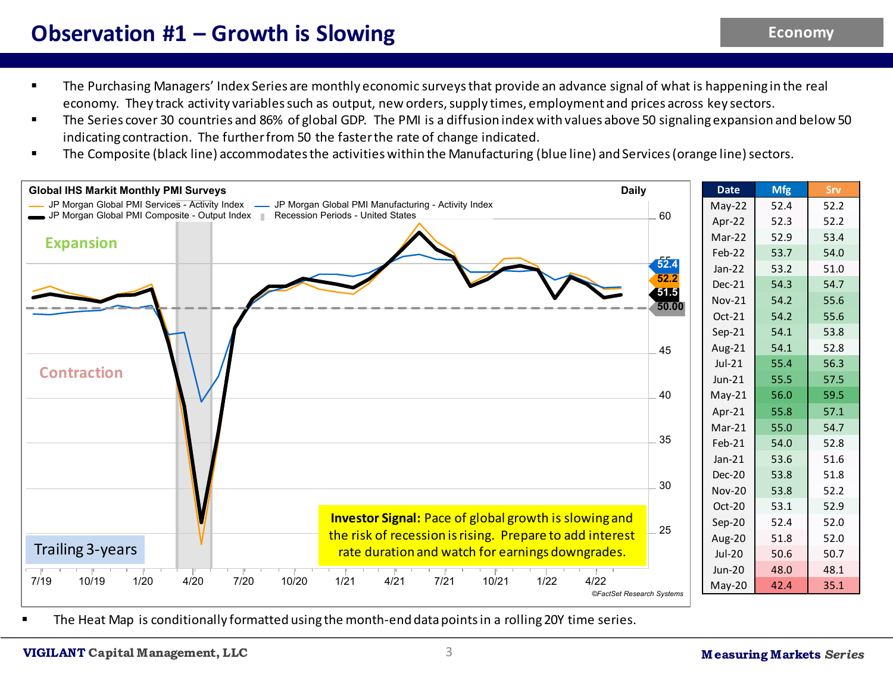# Observation #1 – Growth is Slowing

Economy

- The Purchasing Managers' Index Series are monthly economic surveys that provide an advance signal of what is happening in the real economy. They track activity variables such as output, new orders, supply times, employment and prices across key sectors.
- The Series cover 30 countries and 86% of global GDP. The PMI is a diffusion index with values above 50 signaling expansion and below 50 indicating contraction. The further from 50 the faster the rate of change indicated.
- The Composite (black line) accommodates the activities within the Manufacturing (blue line) and Services (orange line) sectors.

**Global IHS Markit Monthly PMI Surveys** — Daily

JP Morgan Global PMI Services - Activity Index; JP Morgan Global PMI Manufacturing - Activity Index; JP Morgan Global PMI Composite - Output Index; Recession Periods - United States

Expansion

Contraction

Trailing 3-years

**Investor Signal:** Pace of global growth is slowing and the risk of recession is rising. Prepare to add interest rate duration and watch for earnings downgrades.

©FactSet Research Systems

| Date | Mfg | Srv |
|---|---|---|
| May-22 | 52.4 | 52.2 |
| Apr-22 | 52.3 | 52.2 |
| Mar-22 | 52.9 | 53.4 |
| Feb-22 | 53.7 | 54.0 |
| Jan-22 | 53.2 | 51.0 |
| Dec-21 | 54.3 | 54.7 |
| Nov-21 | 54.2 | 55.6 |
| Oct-21 | 54.2 | 55.6 |
| Sep-21 | 54.1 | 53.8 |
| Aug-21 | 54.1 | 52.8 |
| Jul-21 | 55.4 | 56.3 |
| Jun-21 | 55.5 | 57.5 |
| May-21 | 56.0 | 59.5 |
| Apr-21 | 55.8 | 57.1 |
| Mar-21 | 55.0 | 54.7 |
| Feb-21 | 54.0 | 52.8 |
| Jan-21 | 53.6 | 51.6 |
| Dec-20 | 53.8 | 51.8 |
| Nov-20 | 53.8 | 52.2 |
| Oct-20 | 53.1 | 52.9 |
| Sep-20 | 52.4 | 52.0 |
| Aug-20 | 51.8 | 52.0 |
| Jul-20 | 50.6 | 50.7 |
| Jun-20 | 48.0 | 48.1 |
| May-20 | 42.4 | 35.1 |

- The Heat Map is conditionally formatted using the month-end data points in a rolling 20Y time series.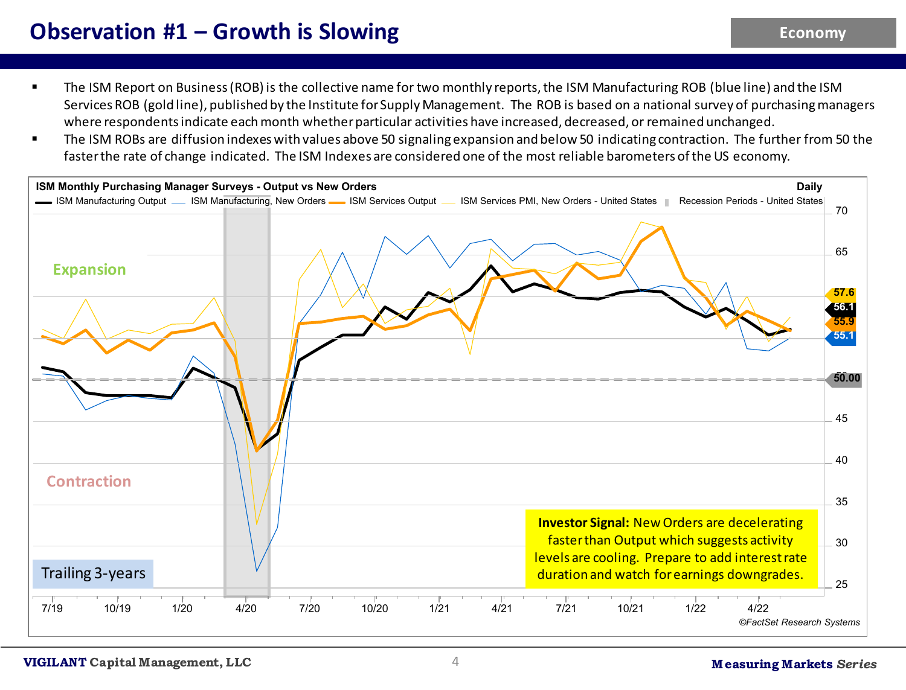# Observation #1 – Growth is Slowing

Economy

- The ISM Report on Business (ROB) is the collective name for two monthly reports, the ISM Manufacturing ROB (blue line) and the ISM Services ROB (gold line), published by the Institute for Supply Management. The ROB is based on a national survey of purchasing managers where respondents indicate each month whether particular activities have increased, decreased, or remained unchanged.
- The ISM ROBs are diffusion indexes with values above 50 signaling expansion and below 50 indicating contraction. The further from 50 the faster the rate of change indicated. The ISM Indexes are considered one of the most reliable barometers of the US economy.

ISM Monthly Purchasing Manager Surveys - Output vs New Orders — Daily

ISM Manufacturing Output — ISM Manufacturing, New Orders — ISM Services Output — ISM Services PMI, New Orders - United States — Recession Periods - United States

Expansion

Contraction

Trailing 3-years

57.6
56.1
55.9
55.1
50.00

7/19 10/19 1/20 4/20 7/20 10/20 1/21 4/21 7/21 10/21 1/22 4/22

70 65 45 40 35 30 25

**Investor Signal:** New Orders are decelerating faster than Output which suggests activity levels are cooling. Prepare to add interest rate duration and watch for earnings downgrades.

©FactSet Research Systems

VIGILANT Capital Management, LLC

Measuring Markets *Series*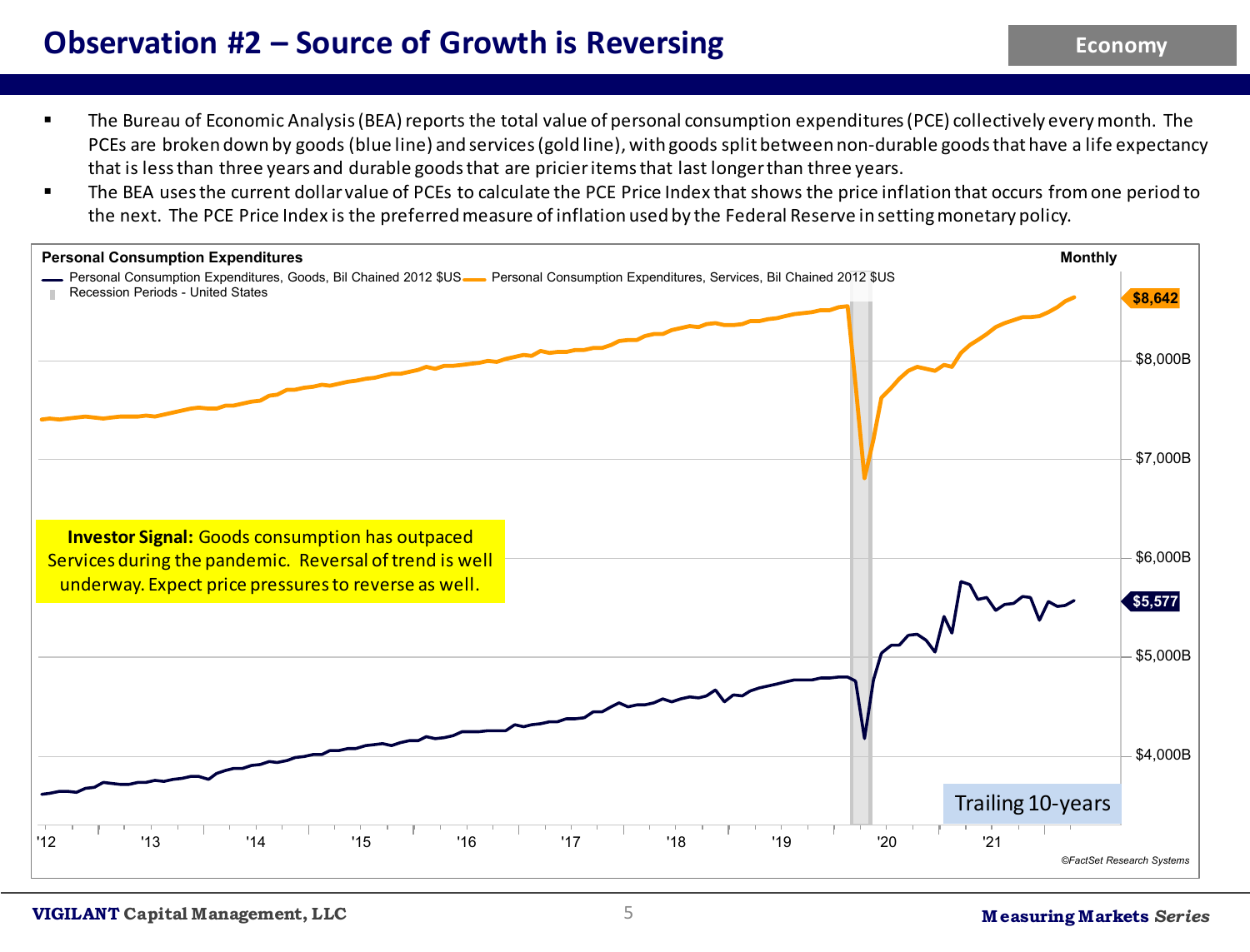# Observation #2 – Source of Growth is Reversing

- The Bureau of Economic Analysis (BEA) reports the total value of personal consumption expenditures (PCE) collectively every month. The PCEs are broken down by goods (blue line) and services (gold line), with goods split between non-durable goods that have a life expectancy that is less than three years and durable goods that are pricier items that last longer than three years.
- The BEA uses the current dollar value of PCEs to calculate the PCE Price Index that shows the price inflation that occurs from one period to the next. The PCE Price Index is the preferred measure of inflation used by the Federal Reserve in setting monetary policy.

**Personal Consumption Expenditures** — Monthly

- Personal Consumption Expenditures, Goods, Bil Chained 2012 $US
- Personal Consumption Expenditures, Services, Bil Chained 2012 $US
- Recession Periods - United States

Latest values: Services $8,642; Goods $5,577

**Investor Signal:** Goods consumption has outpaced Services during the pandemic. Reversal of trend is well underway. Expect price pressures to reverse as well.

Trailing 10-years

©FactSet Research Systems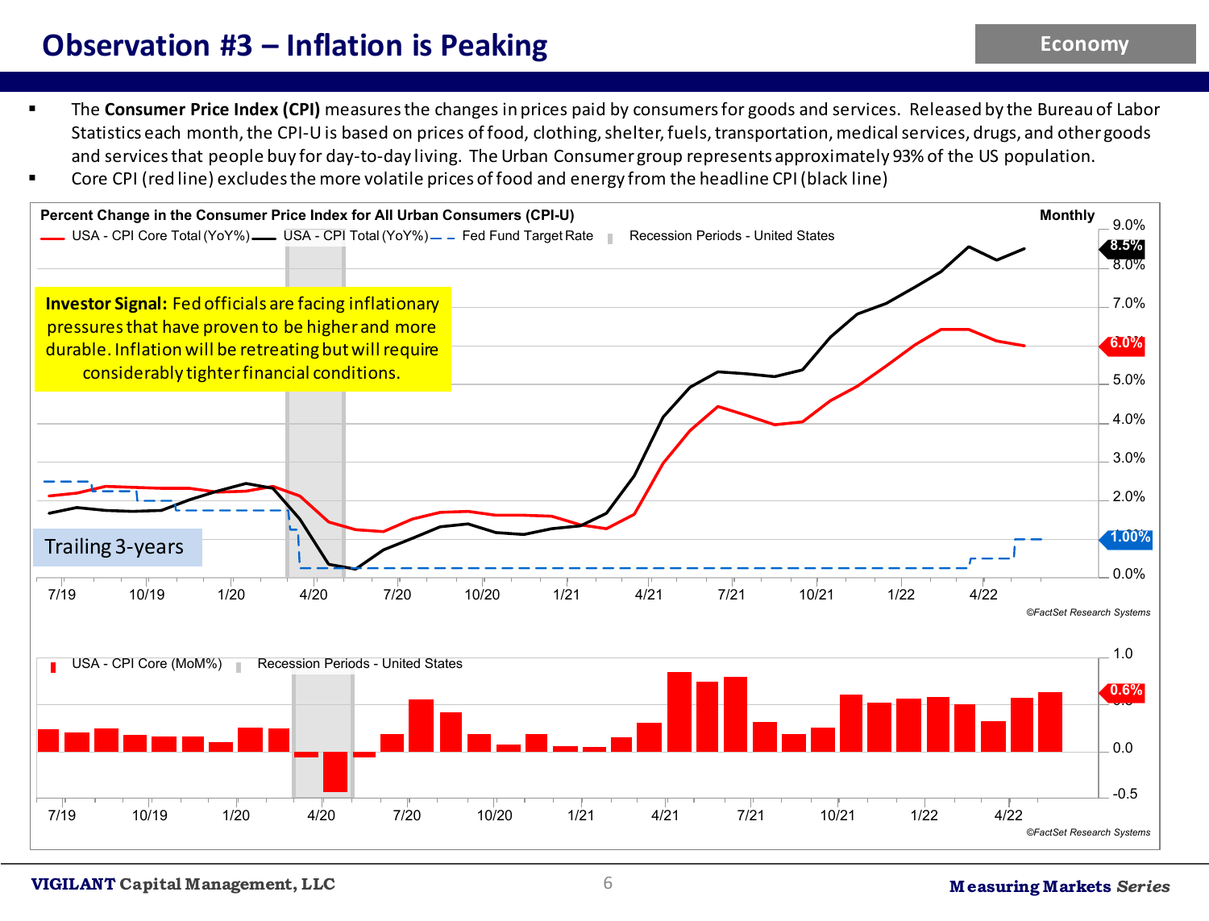# Observation #3 – Inflation is Peaking

Economy

- The **Consumer Price Index (CPI)** measures the changes in prices paid by consumers for goods and services. Released by the Bureau of Labor Statistics each month, the CPI-U is based on prices of food, clothing, shelter, fuels, transportation, medical services, drugs, and other goods and services that people buy for day-to-day living. The Urban Consumer group represents approximately 93% of the US population.
- Core CPI (red line) excludes the more volatile prices of food and energy from the headline CPI (black line)

**Percent Change in the Consumer Price Index for All Urban Consumers (CPI-U)** — Monthly

USA - CPI Core Total (YoY%) | USA - CPI Total (YoY%) | Fed Fund Target Rate | Recession Periods - United States

**Investor Signal:** Fed officials are facing inflationary pressures that have proven to be higher and more durable. Inflation will be retreating but will require considerably tighter financial conditions.

Trailing 3-years

8.5% | 6.0% | 1.00%

©FactSet Research Systems

USA - CPI Core (MoM%) | Recession Periods - United States

0.6%

©FactSet Research Systems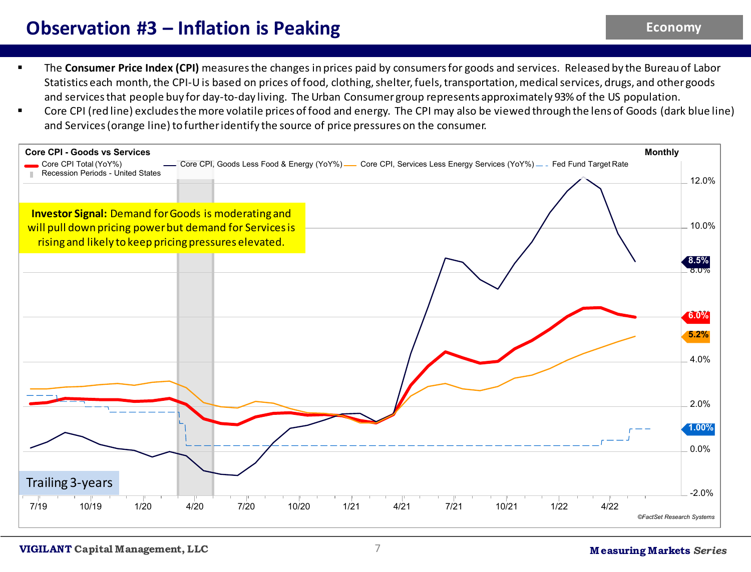# Observation #3 – Inflation is Peaking

Economy

- The **Consumer Price Index (CPI)** measures the changes in prices paid by consumers for goods and services. Released by the Bureau of Labor Statistics each month, the CPI-U is based on prices of food, clothing, shelter, fuels, transportation, medical services, drugs, and other goods and services that people buy for day-to-day living. The Urban Consumer group represents approximately 93% of the US population.
- Core CPI (red line) excludes the more volatile prices of food and energy. The CPI may also be viewed through the lens of Goods (dark blue line) and Services (orange line) to further identify the source of price pressures on the consumer.

**Core CPI - Goods vs Services** — Monthly

Legend: Core CPI Total (YoY%); Core CPI, Goods Less Food & Energy (YoY%); Core CPI, Services Less Energy Services (YoY%); Fed Fund Target Rate; Recession Periods - United States

**Investor Signal:** Demand for Goods is moderating and will pull down pricing power but demand for Services is rising and likely to keep pricing pressures elevated.

Latest values: Goods 8.5%; Core CPI Total 6.0%; Services 5.2%; Fed Fund Target Rate 1.00%

Trailing 3-years

©FactSet Research Systems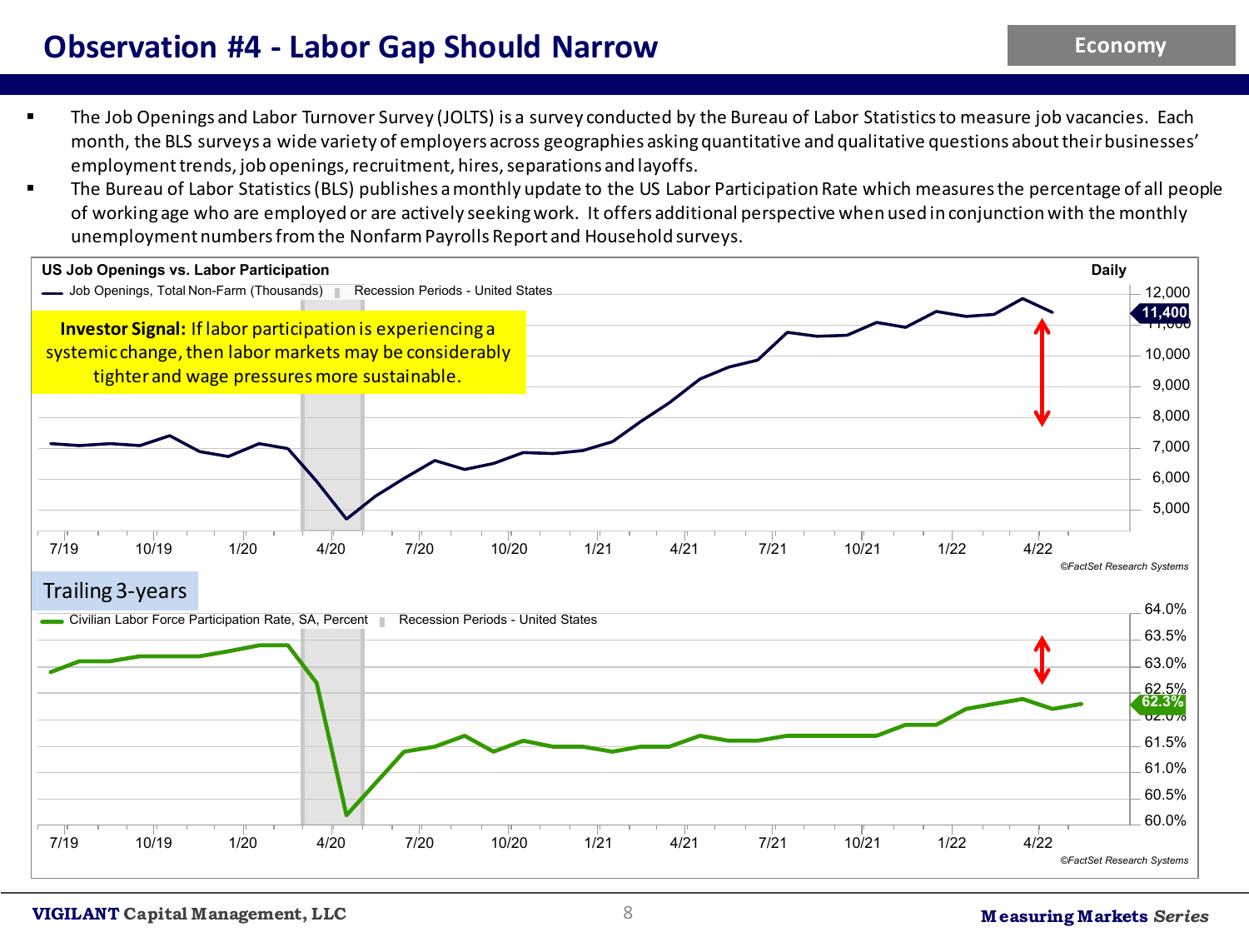# Observation #4 - Labor Gap Should Narrow

Economy

- The Job Openings and Labor Turnover Survey (JOLTS) is a survey conducted by the Bureau of Labor Statistics to measure job vacancies. Each month, the BLS surveys a wide variety of employers across geographies asking quantitative and qualitative questions about their businesses' employment trends, job openings, recruitment, hires, separations and layoffs.
- The Bureau of Labor Statistics (BLS) publishes a monthly update to the US Labor Participation Rate which measures the percentage of all people of working age who are employed or are actively seeking work. It offers additional perspective when used in conjunction with the monthly unemployment numbers from the Nonfarm Payrolls Report and Household surveys.

**US Job Openings vs. Labor Participation** — Daily

Job Openings, Total Non-Farm (Thousands) | Recession Periods - United States

**Investor Signal:** If labor participation is experiencing a systemic change, then labor markets may be considerably tighter and wage pressures more sustainable.

11,400

©FactSet Research Systems

Trailing 3-years

Civilian Labor Force Participation Rate, SA, Percent | Recession Periods - United States

62.3%

©FactSet Research Systems

**VIGILANT** Capital Management, LLC

**Measuring Markets** ***Series***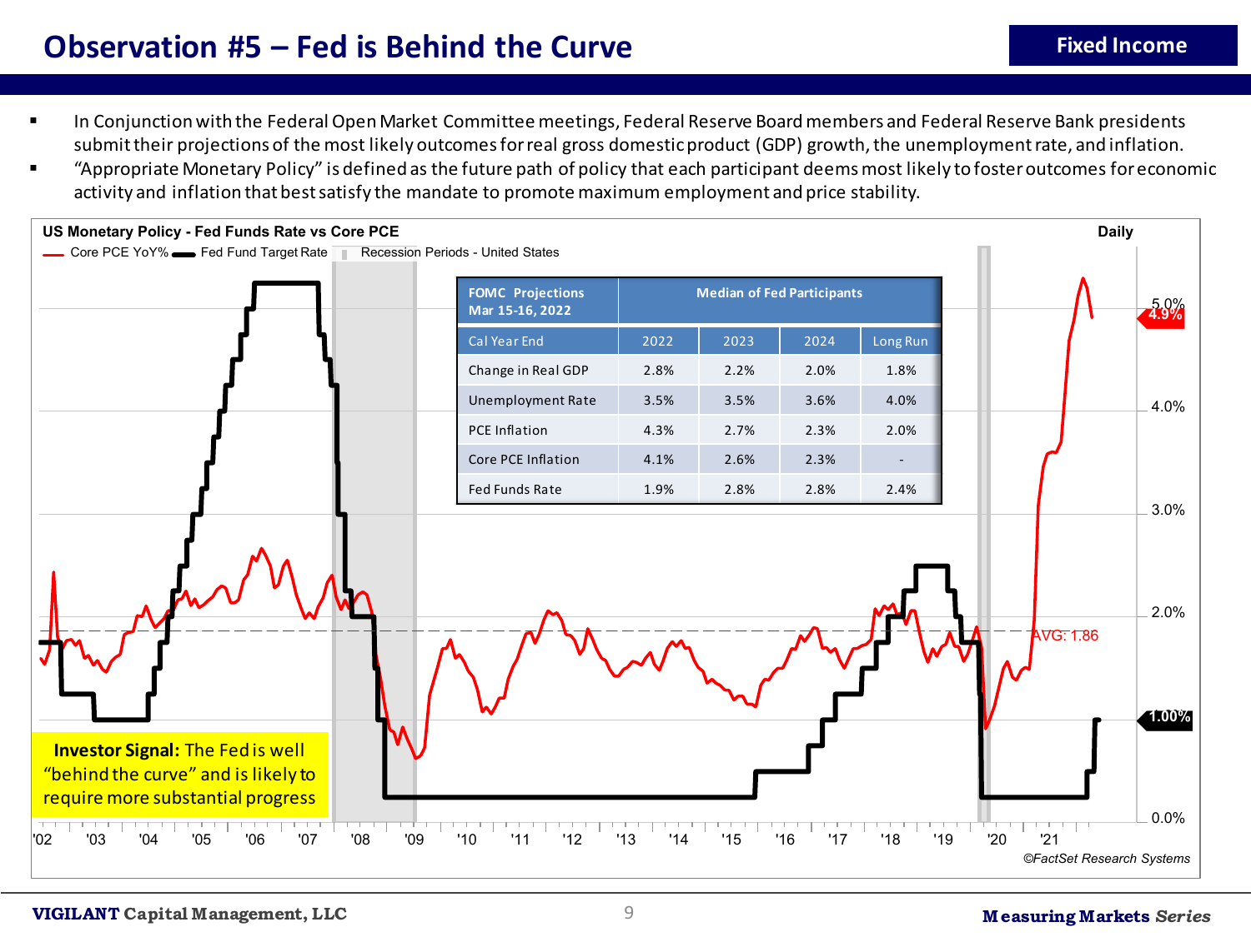# Observation #5 – Fed is Behind the Curve

**Fixed Income**

- In Conjunction with the Federal Open Market Committee meetings, Federal Reserve Board members and Federal Reserve Bank presidents submit their projections of the most likely outcomes for real gross domestic product (GDP) growth, the unemployment rate, and inflation.
- "Appropriate Monetary Policy" is defined as the future path of policy that each participant deems most likely to foster outcomes for economic activity and inflation that best satisfy the mandate to promote maximum employment and price stability.

**US Monetary Policy - Fed Funds Rate vs Core PCE** — Daily

Core PCE YoY% — Fed Fund Target Rate — Recession Periods - United States

| FOMC Projections Mar 15-16, 2022 | Median of Fed Participants | | | |
|---|---|---|---|---|
| Cal Year End | 2022 | 2023 | 2024 | Long Run |
| Change in Real GDP | 2.8% | 2.2% | 2.0% | 1.8% |
| Unemployment Rate | 3.5% | 3.5% | 3.6% | 4.0% |
| PCE Inflation | 4.3% | 2.7% | 2.3% | 2.0% |
| Core PCE Inflation | 4.1% | 2.6% | 2.3% | - |
| Fed Funds Rate | 1.9% | 2.8% | 2.8% | 2.4% |

Chart labels: Core PCE 4.9%; Fed Funds 1.00%; AVG: 1.86

**Investor Signal:** The Fed is well "behind the curve" and is likely to require more substantial progress

©FactSet Research Systems

VIGILANT Capital Management, LLC — Measuring Markets *Series*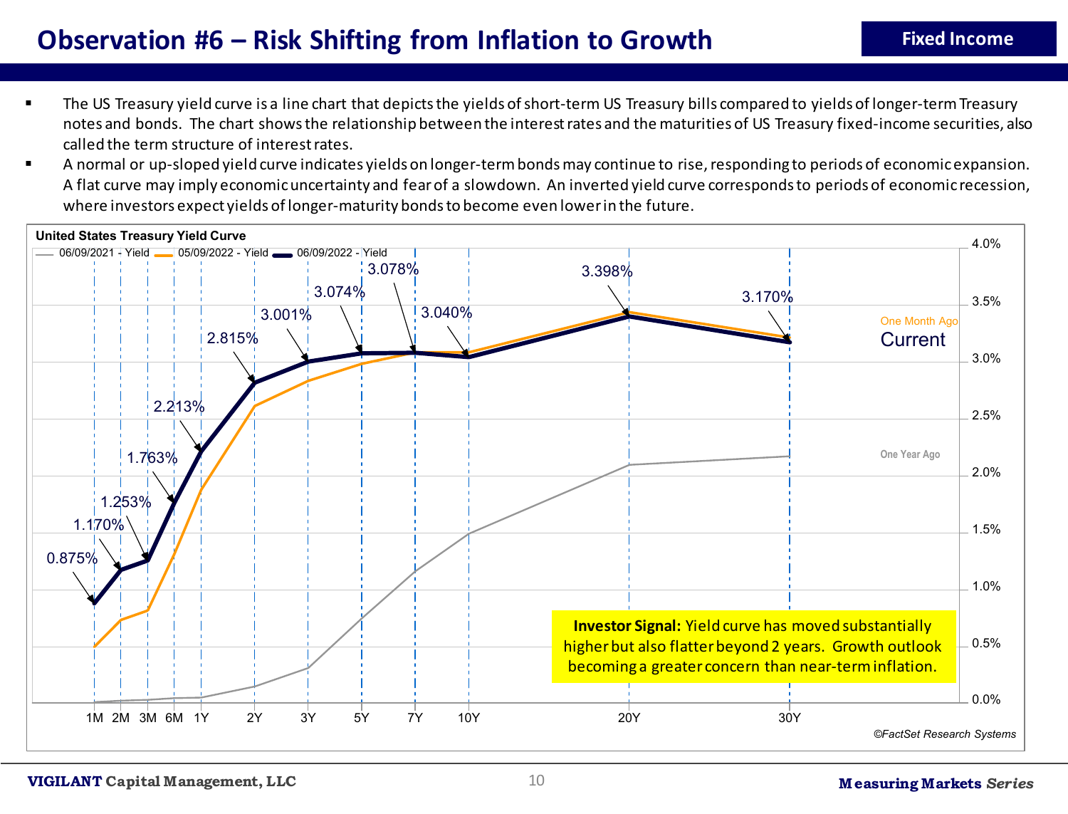# Observation #6 – Risk Shifting from Inflation to Growth

**Fixed Income**

- The US Treasury yield curve is a line chart that depicts the yields of short-term US Treasury bills compared to yields of longer-term Treasury notes and bonds. The chart shows the relationship between the interest rates and the maturities of US Treasury fixed-income securities, also called the term structure of interest rates.
- A normal or up-sloped yield curve indicates yields on longer-term bonds may continue to rise, responding to periods of economic expansion. A flat curve may imply economic uncertainty and fear of a slowdown. An inverted yield curve corresponds to periods of economic recession, where investors expect yields of longer-maturity bonds to become even lower in the future.

**United States Treasury Yield Curve**

06/09/2021 - Yield | 05/09/2022 - Yield | 06/09/2022 - Yield

| Maturity | 1M | 2M | 3M | 6M | 1Y | 2Y | 3Y | 5Y | 7Y | 10Y | 20Y | 30Y |
|---|---|---|---|---|---|---|---|---|---|---|---|---|
| Current (06/09/2022) | 0.875% | 1.170% | 1.253% | 1.763% | 2.213% | 2.815% | 3.001% | 3.074% | 3.078% | 3.040% | 3.398% | 3.170% |

One Month Ago / Current / One Year Ago

**Investor Signal:** Yield curve has moved substantially higher but also flatter beyond 2 years. Growth outlook becoming a greater concern than near-term inflation.

©FactSet Research Systems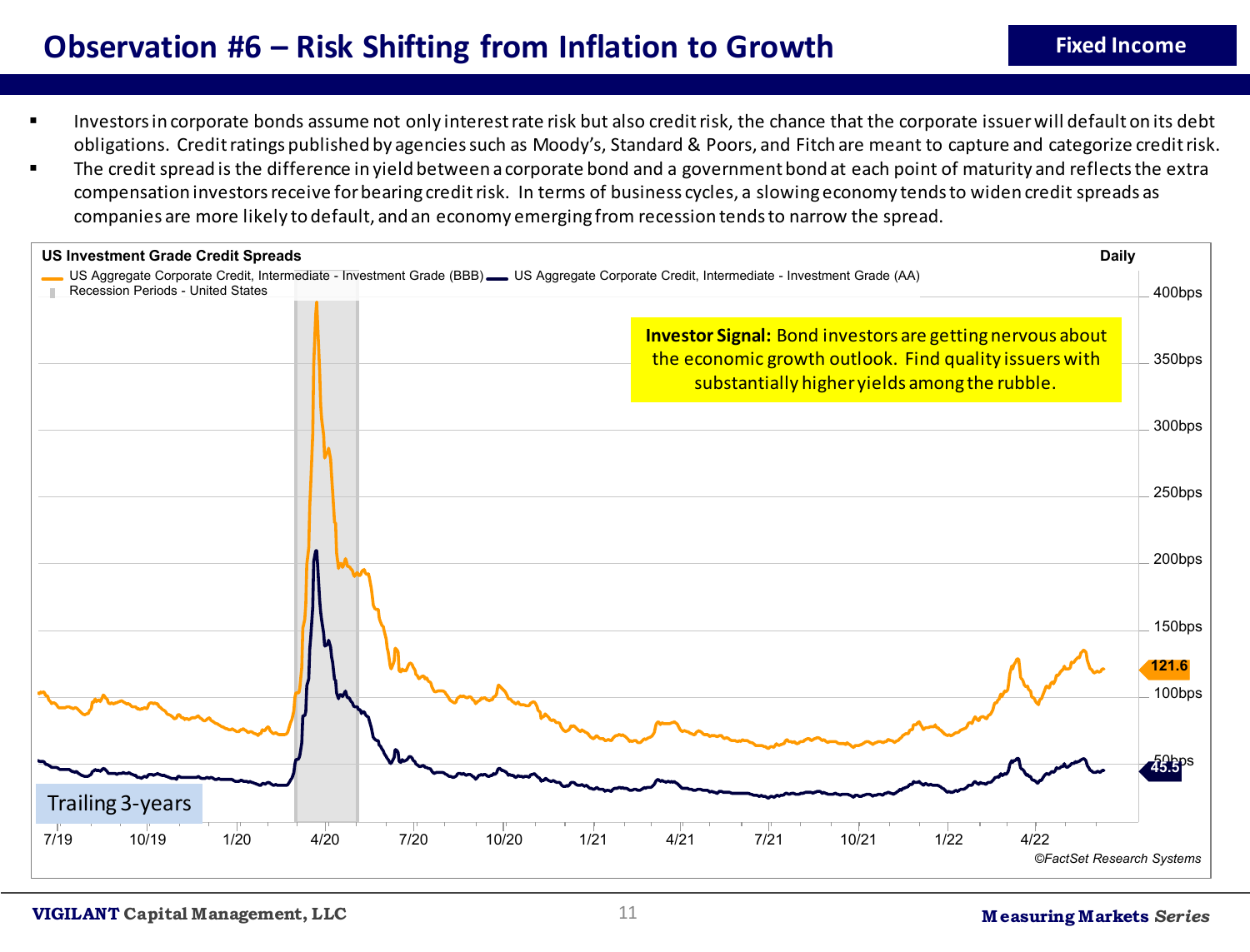# Observation #6 – Risk Shifting from Inflation to Growth

**Fixed Income**

- Investors in corporate bonds assume not only interest rate risk but also credit risk, the chance that the corporate issuer will default on its debt obligations. Credit ratings published by agencies such as Moody's, Standard & Poors, and Fitch are meant to capture and categorize credit risk.
- The credit spread is the difference in yield between a corporate bond and a government bond at each point of maturity and reflects the extra compensation investors receive for bearing credit risk. In terms of business cycles, a slowing economy tends to widen credit spreads as companies are more likely to default, and an economy emerging from recession tends to narrow the spread.

**US Investment Grade Credit Spreads** — Daily

US Aggregate Corporate Credit, Intermediate - Investment Grade (BBB) — US Aggregate Corporate Credit, Intermediate - Investment Grade (AA) — Recession Periods - United States

**Investor Signal:** Bond investors are getting nervous about the economic growth outlook. Find quality issuers with substantially higher yields among the rubble.

Trailing 3-years

Latest: BBB 121.6; AA 45.5

©FactSet Research Systems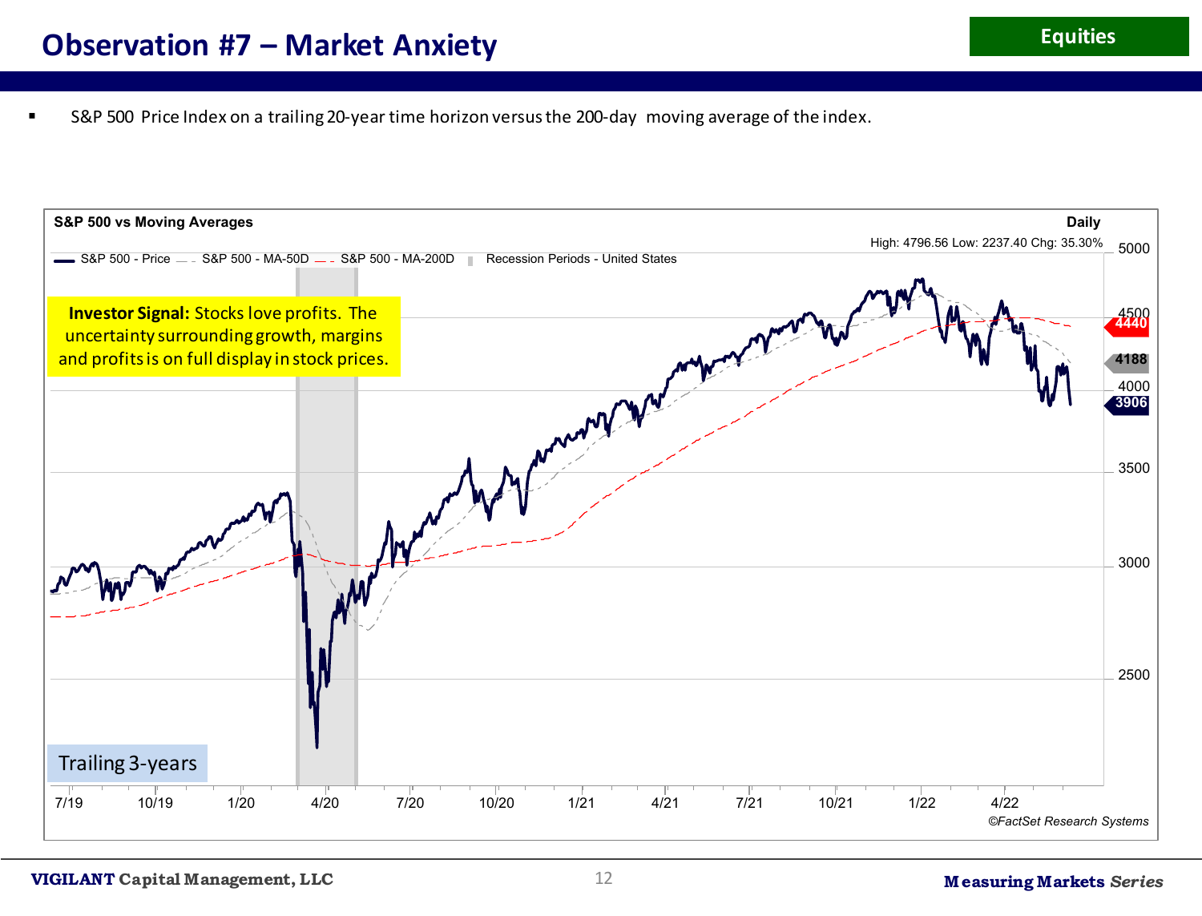# Observation #7 – Market Anxiety

Equities

- S&P 500 Price Index on a trailing 20-year time horizon versus the 200-day moving average of the index.

**S&P 500 vs Moving Averages** — Daily

S&P 500 - Price — S&P 500 - MA-50D — S&P 500 - MA-200D — Recession Periods - United States

High: 4796.56 Low: 2237.40 Chg: 35.30%

**Investor Signal:** Stocks love profits. The uncertainty surrounding growth, margins and profits is on full display in stock prices.

Trailing 3-years

4440 | 4188 | 3906

7/19 10/19 1/20 4/20 7/20 10/20 1/21 4/21 7/21 10/21 1/22 4/22

©FactSet Research Systems

VIGILANT Capital Management, LLC — Measuring Markets *Series*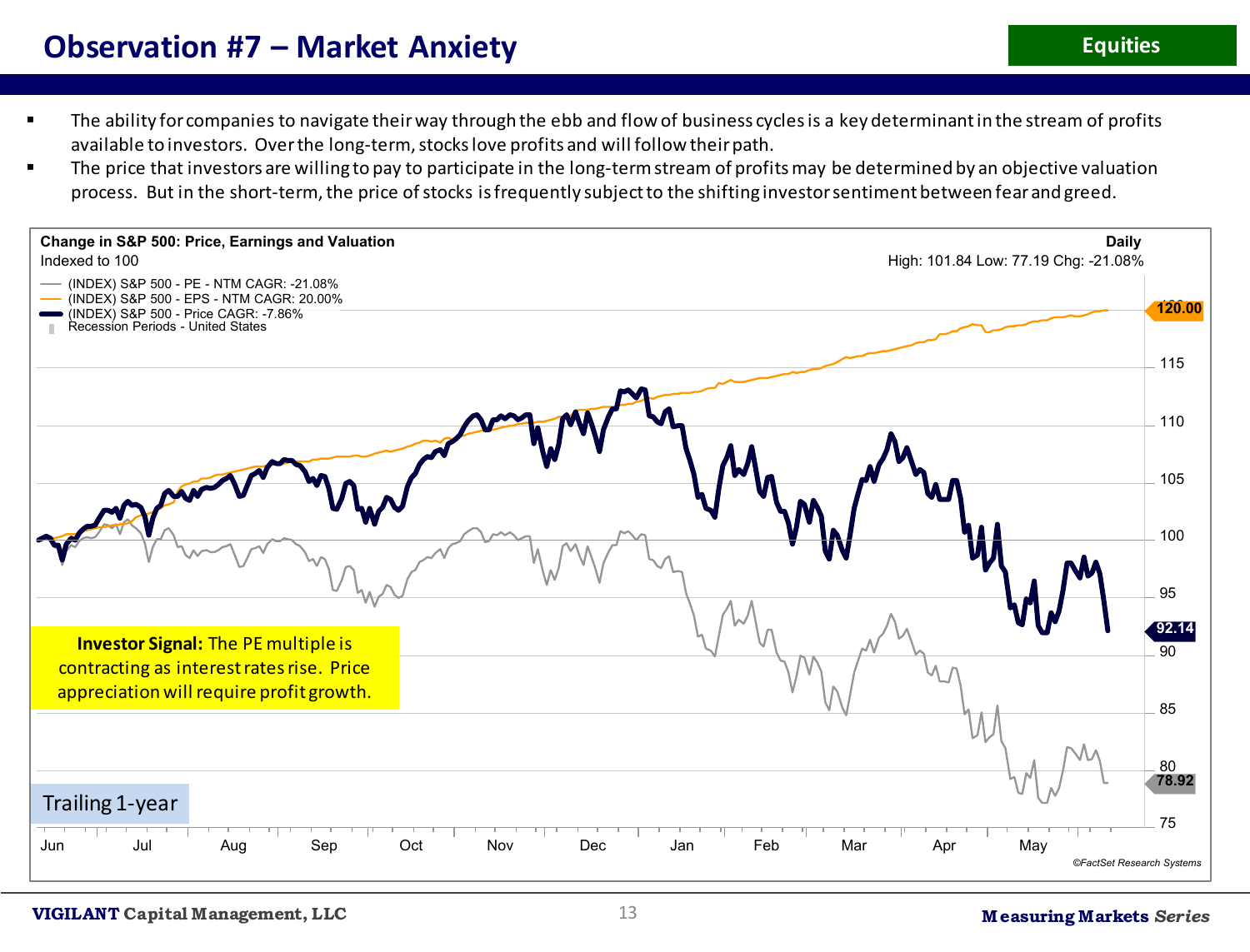# Observation #7 – Market Anxiety

**Equities**

- The ability for companies to navigate their way through the ebb and flow of business cycles is a key determinant in the stream of profits available to investors. Over the long-term, stocks love profits and will follow their path.
- The price that investors are willing to pay to participate in the long-term stream of profits may be determined by an objective valuation process. But in the short-term, the price of stocks is frequently subject to the shifting investor sentiment between fear and greed.

**Change in S&P 500: Price, Earnings and Valuation**
Indexed to 100

Daily
High: 101.84 Low: 77.19 Chg: -21.08%

- (INDEX) S&P 500 - PE - NTM CAGR: -21.08%
- (INDEX) S&P 500 - EPS - NTM CAGR: 20.00%
- (INDEX) S&P 500 - Price CAGR: -7.86%
- Recession Periods - United States

120.00

92.14

78.92

Jun, Jul, Aug, Sep, Oct, Nov, Dec, Jan, Feb, Mar, Apr, May

**Investor Signal:** The PE multiple is contracting as interest rates rise. Price appreciation will require profit growth.

Trailing 1-year

©FactSet Research Systems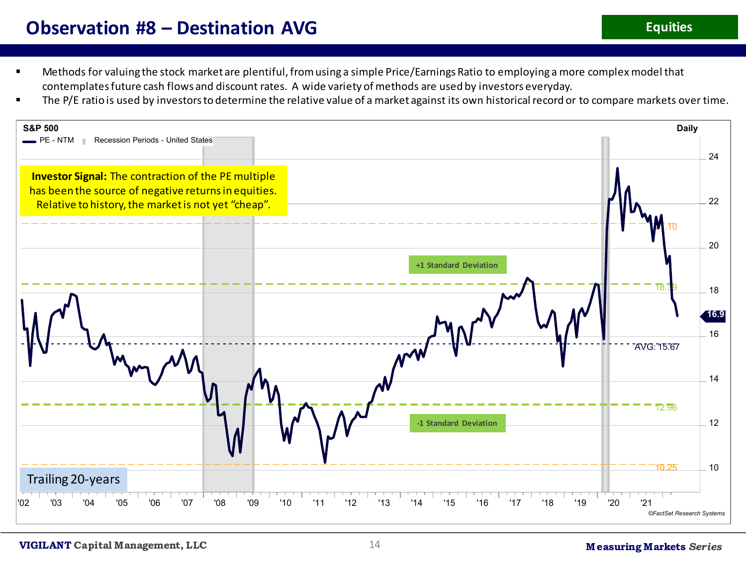# Observation #8 – Destination AVG

**Equities**

- Methods for valuing the stock market are plentiful, from using a simple Price/Earnings Ratio to employing a more complex model that contemplates future cash flows and discount rates. A wide variety of methods are used by investors everyday.
- The P/E ratio is used by investors to determine the relative value of a market against its own historical record or to compare markets over time.

S&P 500 — Daily

PE - NTM | Recession Periods - United States

**Investor Signal:** The contraction of the PE multiple has been the source of negative returns in equities. Relative to history, the market is not yet "cheap".

+1 Standard Deviation

-1 Standard Deviation

21.10

18.39

16.9

AVG: 15.67

12.96

10.25

Trailing 20-years

'02 '03 '04 '05 '06 '07 '08 '09 '10 '11 '12 '13 '14 '15 '16 '17 '18 '19 '20 '21

©FactSet Research Systems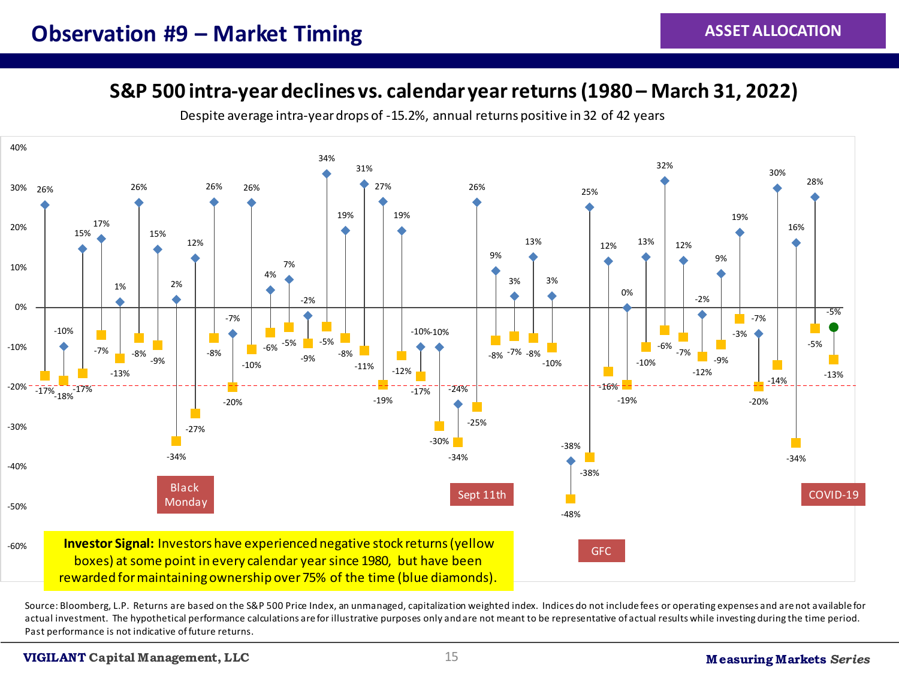# Observation #9 – Market Timing

ASSET ALLOCATION

## S&P 500 intra-year declines vs. calendar year returns (1980 – March 31, 2022)

Despite average intra-year drops of -15.2%, annual returns positive in 32 of 42 years

| Calendar year return (blue diamonds) | Intra-year decline (yellow boxes) |
| --- | --- |
| 26% | -17% |
| -10% | -18% |
| 15% | -17% |
| 17% | -7% |
| 1% | -13% |
| 26% | -8% |
| 15% | -9% |
| 2% | -34% |
| 12% | -27% |
| 26% | -8% |
| -7% | -20% |
| 26% | -10% |
| 4% | -6% |
| 7% | -5% |
| -2% | -9% |
| 34% | -5% |
| 19% | -8% |
| 31% | -11% |
| 27% | -19% |
| 19% | -12% |
| -10% | -17% |
| -10% | -30% |
| -24% | -34% |
| 26% | -25% |
| 9% | -8% |
| 3% | -7% |
| 13% | -8% |
| 3% | -10% |
| -38% | -48% |
| 25% | -38% |
| 12% | -16% |
| 0% | -19% |
| 13% | -10% |
| 32% | -6% |
| 12% | -7% |
| -2% | -12% |
| 9% | -9% |
| 19% | -3% |
| -7% | -20% |
| 30% | -14% |
| 16% | -34% |
| 28% | -5% |
| -5% | -13% |

Labeled events: Black Monday, Sept 11th, GFC, COVID-19

**Investor Signal:** Investors have experienced negative stock returns (yellow boxes) at some point in every calendar year since 1980, but have been rewarded for maintaining ownership over 75% of the time (blue diamonds).

Source: Bloomberg, L.P. Returns are based on the S&P 500 Price Index, an unmanaged, capitalization weighted index. Indices do not include fees or operating expenses and are not available for actual investment. The hypothetical performance calculations are for illustrative purposes only and are not meant to be representative of actual results while investing during the time period. Past performance is not indicative of future returns.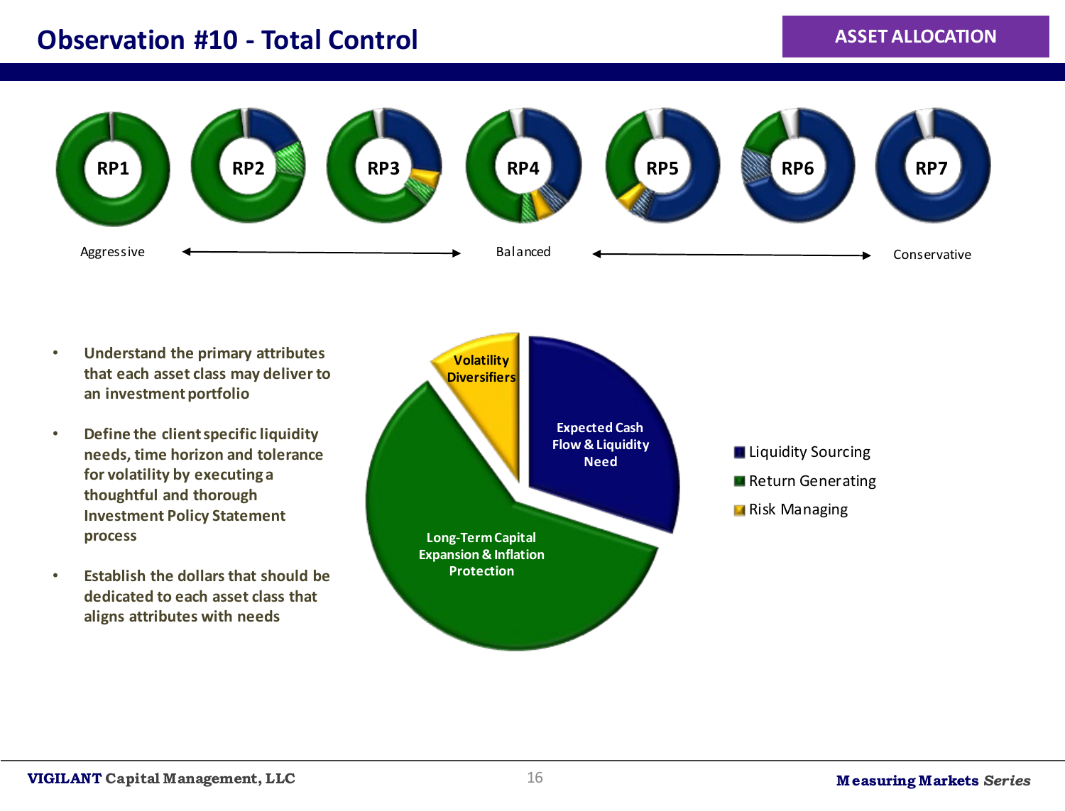# Observation #10 - Total Control

ASSET ALLOCATION

RP1 RP2 RP3 RP4 RP5 RP6 RP7

Aggressive ⟵⟶ Balanced ⟵⟶ Conservative

- Understand the primary attributes that each asset class may deliver to an investment portfolio
- Define the client specific liquidity needs, time horizon and tolerance for volatility by executing a thoughtful and thorough Investment Policy Statement process
- Establish the dollars that should be dedicated to each asset class that aligns attributes with needs

Volatility Diversifiers

Expected Cash Flow & Liquidity Need

Long-Term Capital Expansion & Inflation Protection

- Liquidity Sourcing
- Return Generating
- Risk Managing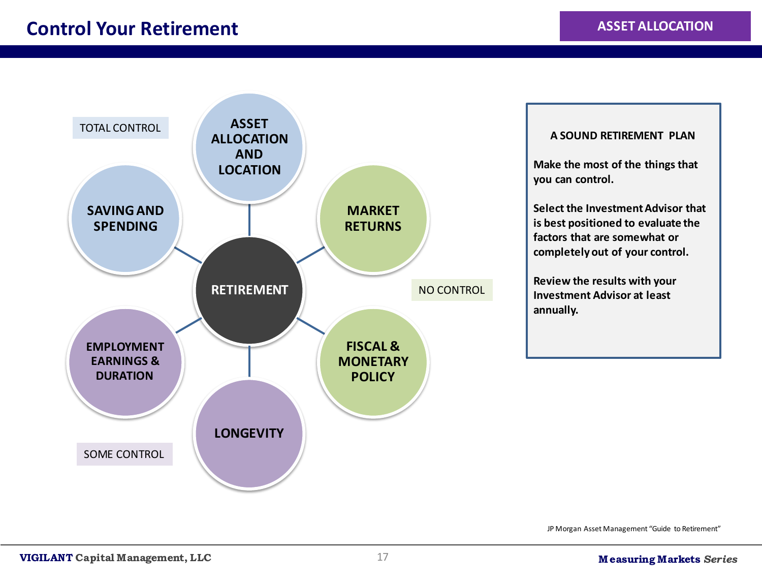# Control Your Retirement

ASSET ALLOCATION

TOTAL CONTROL

- ASSET ALLOCATION AND LOCATION
- SAVING AND SPENDING

NO CONTROL

- MARKET RETURNS
- FISCAL & MONETARY POLICY

SOME CONTROL

- EMPLOYMENT EARNINGS & DURATION
- LONGEVITY

RETIREMENT

**A SOUND RETIREMENT PLAN**

**Make the most of the things that you can control.**

**Select the Investment Advisor that is best positioned to evaluate the factors that are somewhat or completely out of your control.**

**Review the results with your Investment Advisor at least annually.**

JP Morgan Asset Management "Guide to Retirement"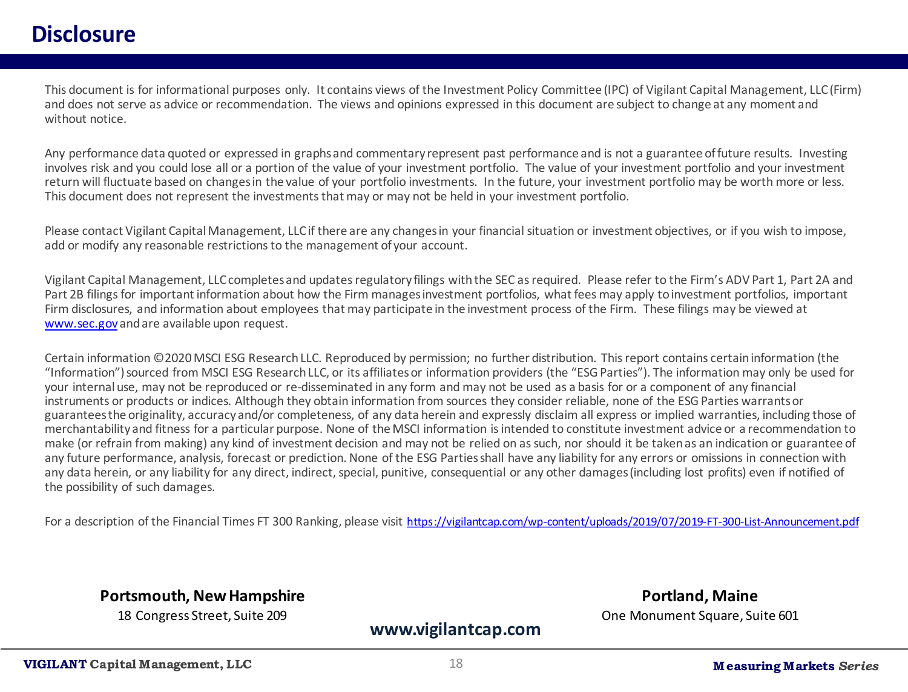# Disclosure

This document is for informational purposes only. It contains views of the Investment Policy Committee (IPC) of Vigilant Capital Management, LLC (Firm) and does not serve as advice or recommendation. The views and opinions expressed in this document are subject to change at any moment and without notice.

Any performance data quoted or expressed in graphs and commentary represent past performance and is not a guarantee of future results. Investing involves risk and you could lose all or a portion of the value of your investment portfolio. The value of your investment portfolio and your investment return will fluctuate based on changes in the value of your portfolio investments. In the future, your investment portfolio may be worth more or less. This document does not represent the investments that may or may not be held in your investment portfolio.

Please contact Vigilant Capital Management, LLC if there are any changes in your financial situation or investment objectives, or if you wish to impose, add or modify any reasonable restrictions to the management of your account.

Vigilant Capital Management, LLC completes and updates regulatory filings with the SEC as required. Please refer to the Firm's ADV Part 1, Part 2A and Part 2B filings for important information about how the Firm manages investment portfolios, what fees may apply to investment portfolios, important Firm disclosures, and information about employees that may participate in the investment process of the Firm. These filings may be viewed at www.sec.gov and are available upon request.

Certain information ©2020 MSCI ESG Research LLC. Reproduced by permission; no further distribution. This report contains certain information (the "Information") sourced from MSCI ESG Research LLC, or its affiliates or information providers (the "ESG Parties"). The information may only be used for your internal use, may not be reproduced or re-disseminated in any form and may not be used as a basis for or a component of any financial instruments or products or indices. Although they obtain information from sources they consider reliable, none of the ESG Parties warrants or guarantees the originality, accuracy and/or completeness, of any data herein and expressly disclaim all express or implied warranties, including those of merchantability and fitness for a particular purpose. None of the MSCI information is intended to constitute investment advice or a recommendation to make (or refrain from making) any kind of investment decision and may not be relied on as such, nor should it be taken as an indication or guarantee of any future performance, analysis, forecast or prediction. None of the ESG Parties shall have any liability for any errors or omissions in connection with any data herein, or any liability for any direct, indirect, special, punitive, consequential or any other damages (including lost profits) even if notified of the possibility of such damages.

For a description of the Financial Times FT 300 Ranking, please visit https://vigilantcap.com/wp-content/uploads/2019/07/2019-FT-300-List-Announcement.pdf

**Portsmouth, New Hampshire**
18 Congress Street, Suite 209

**Portland, Maine**
One Monument Square, Suite 601

**www.vigilantcap.com**